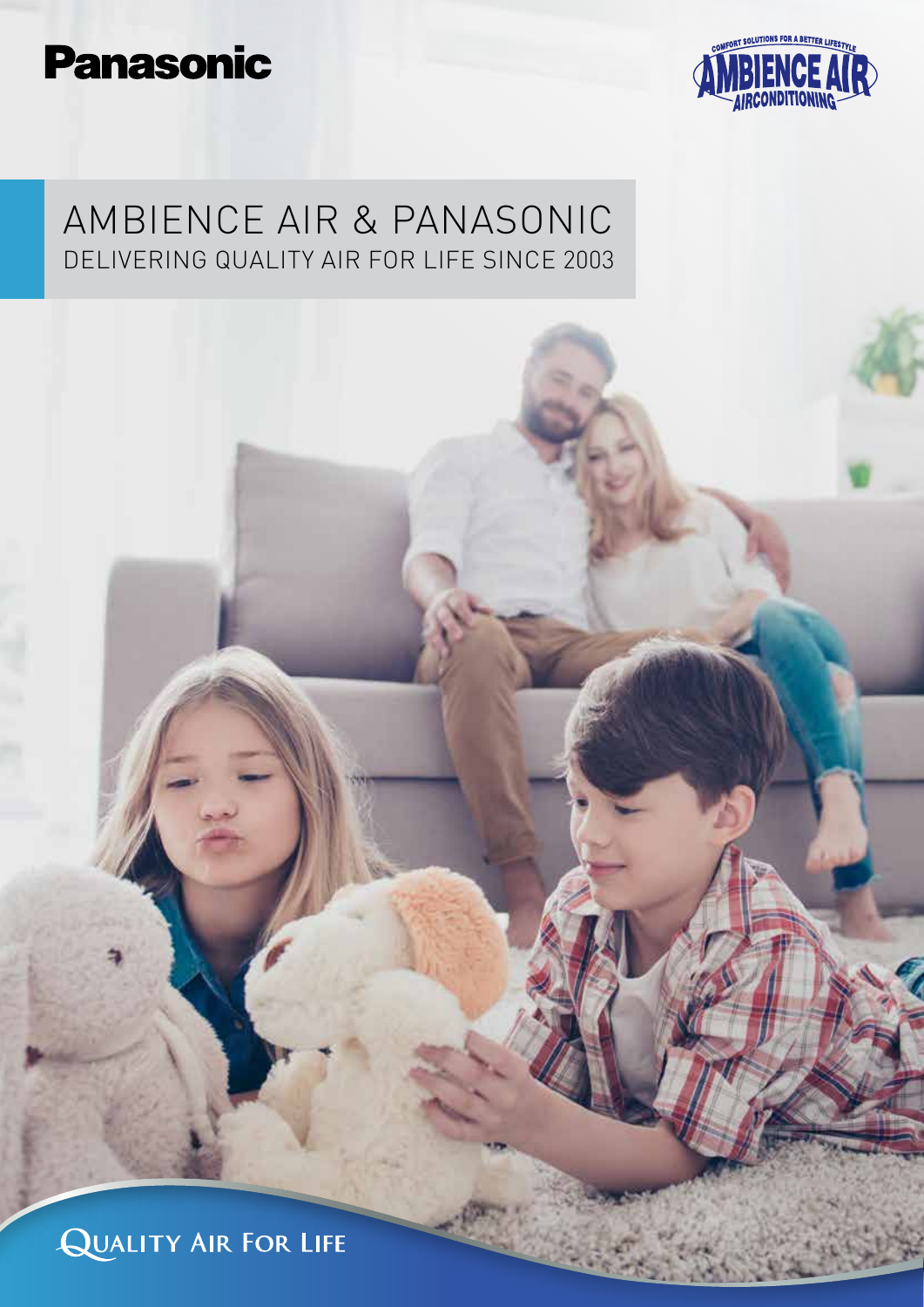Panasonic

COMFORT SOLUTIONS FOR A BETTER LIFESTYLE
AMBIENCE AIR
AIRCONDITIONING

# AMBIENCE AIR & PANASONIC

## DELIVERING QUALITY AIR FOR LIFE SINCE 2003

QUALITY AIR FOR LIFE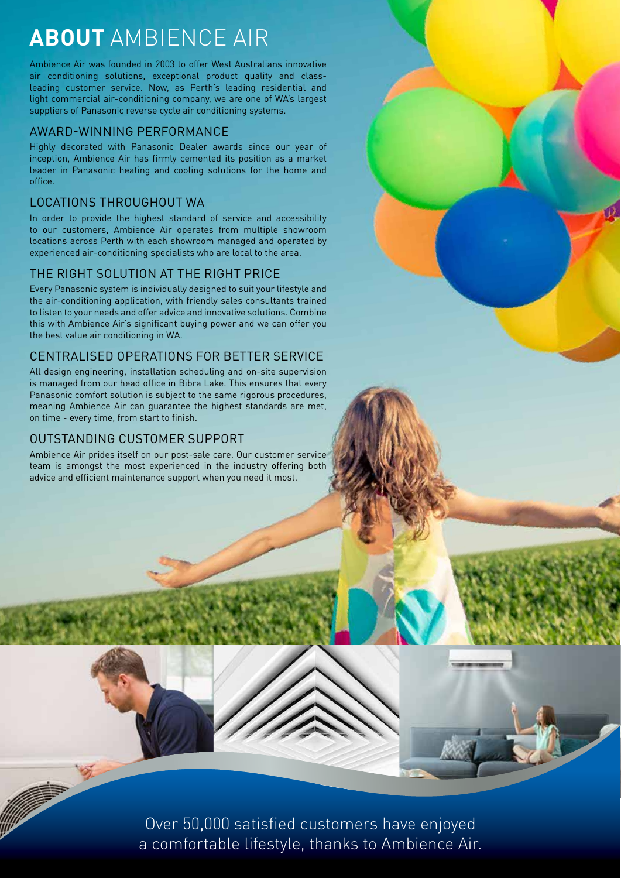# **ABOUT** AMBIENCE AIR

Ambience Air was founded in 2003 to offer West Australians innovative air conditioning solutions, exceptional product quality and class-leading customer service. Now, as Perth's leading residential and light commercial air-conditioning company, we are one of WA's largest suppliers of Panasonic reverse cycle air conditioning systems.

## AWARD-WINNING PERFORMANCE

Highly decorated with Panasonic Dealer awards since our year of inception, Ambience Air has firmly cemented its position as a market leader in Panasonic heating and cooling solutions for the home and office.

## LOCATIONS THROUGHOUT WA

In order to provide the highest standard of service and accessibility to our customers, Ambience Air operates from multiple showroom locations across Perth with each showroom managed and operated by experienced air-conditioning specialists who are local to the area.

## THE RIGHT SOLUTION AT THE RIGHT PRICE

Every Panasonic system is individually designed to suit your lifestyle and the air-conditioning application, with friendly sales consultants trained to listen to your needs and offer advice and innovative solutions. Combine this with Ambience Air's significant buying power and we can offer you the best value air conditioning in WA.

## CENTRALISED OPERATIONS FOR BETTER SERVICE

All design engineering, installation scheduling and on-site supervision is managed from our head office in Bibra Lake. This ensures that every Panasonic comfort solution is subject to the same rigorous procedures, meaning Ambience Air can guarantee the highest standards are met, on time - every time, from start to finish.

## OUTSTANDING CUSTOMER SUPPORT

Ambience Air prides itself on our post-sale care. Our customer service team is amongst the most experienced in the industry offering both advice and efficient maintenance support when you need it most.

Over 50,000 satisfied customers have enjoyed a comfortable lifestyle, thanks to Ambience Air.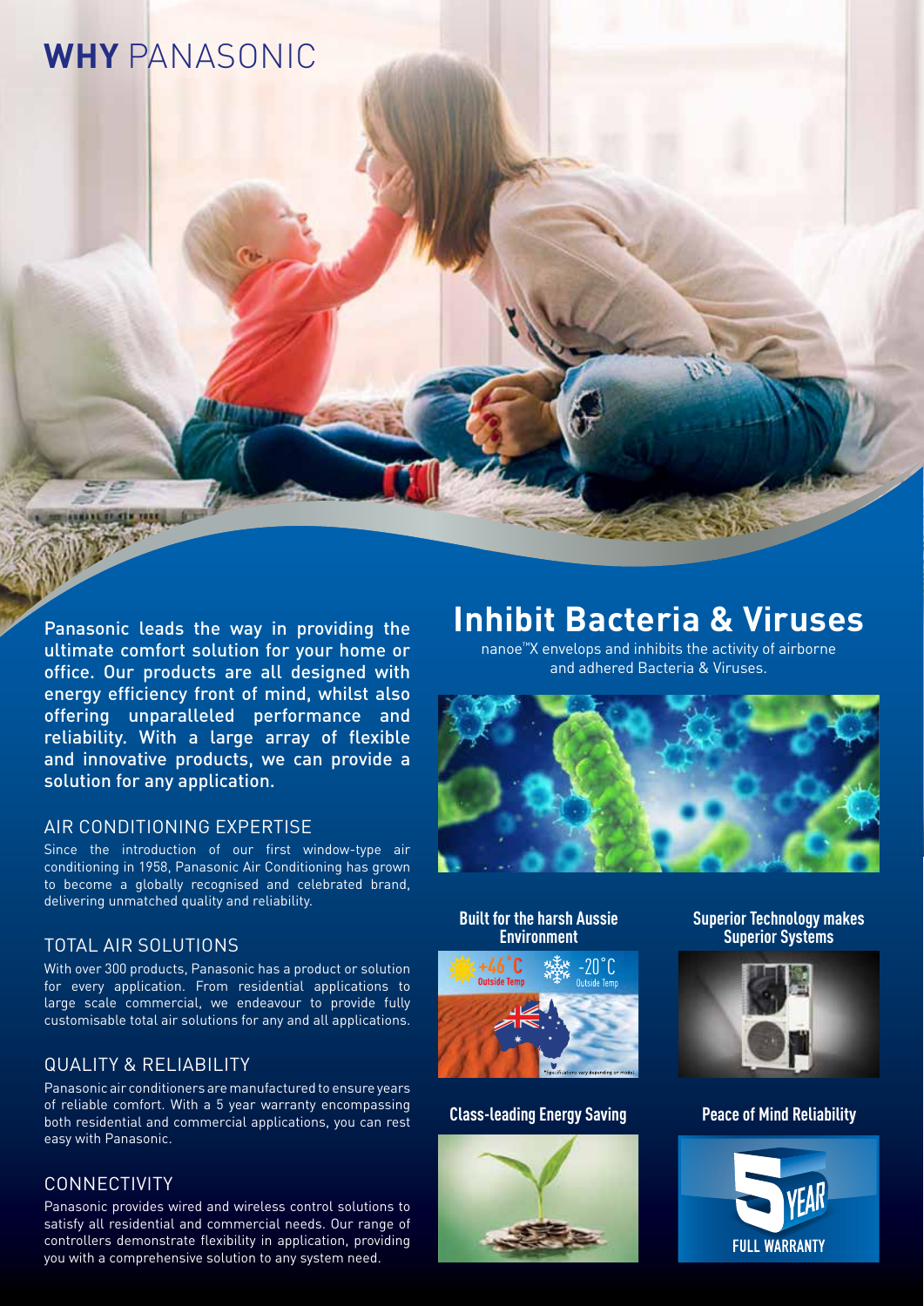# WHY PANASONIC

Panasonic leads the way in providing the ultimate comfort solution for your home or office. Our products are all designed with energy efficiency front of mind, whilst also offering unparalleled performance and reliability. With a large array of flexible and innovative products, we can provide a solution for any application.

## AIR CONDITIONING EXPERTISE

Since the introduction of our first window-type air conditioning in 1958, Panasonic Air Conditioning has grown to become a globally recognised and celebrated brand, delivering unmatched quality and reliability.

## TOTAL AIR SOLUTIONS

With over 300 products, Panasonic has a product or solution for every application. From residential applications to large scale commercial, we endeavour to provide fully customisable total air solutions for any and all applications.

## QUALITY & RELIABILITY

Panasonic air conditioners are manufactured to ensure years of reliable comfort. With a 5 year warranty encompassing both residential and commercial applications, you can rest easy with Panasonic.

## CONNECTIVITY

Panasonic provides wired and wireless control solutions to satisfy all residential and commercial needs. Our range of controllers demonstrate flexibility in application, providing you with a comprehensive solution to any system need.

# Inhibit Bacteria & Viruses

nanoe™X envelops and inhibits the activity of airborne and adhered Bacteria & Viruses.

### Built for the harsh Aussie Environment

+46˚C Outside Temp

-20˚C Outside Temp

*Specifications vary depending on model.

### Superior Technology makes Superior Systems

### Class-leading Energy Saving

### Peace of Mind Reliability

5 YEAR FULL WARRANTY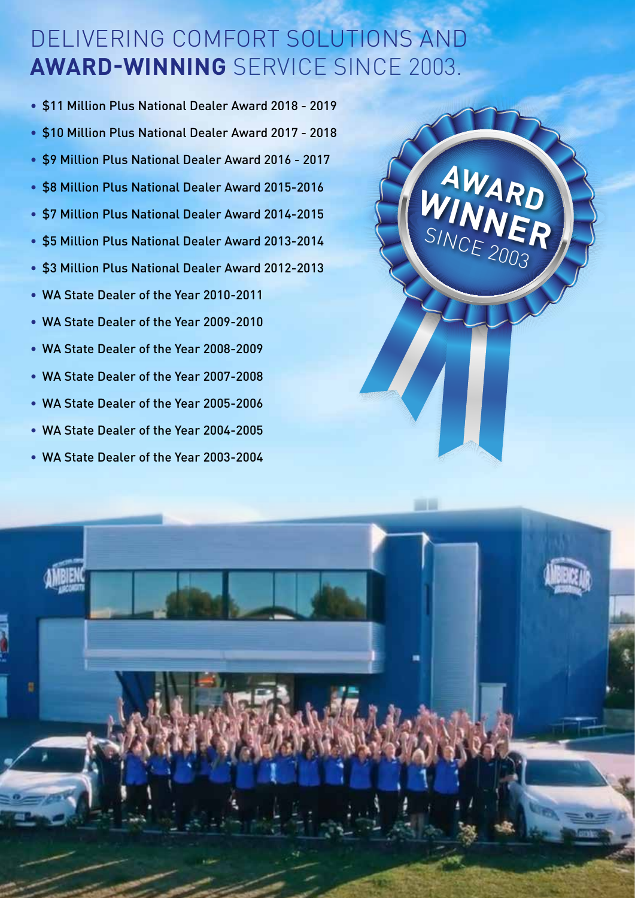# DELIVERING COMFORT SOLUTIONS AND **AWARD-WINNING** SERVICE SINCE 2003.

- $11 Million Plus National Dealer Award 2018 - 2019
- $10 Million Plus National Dealer Award 2017 - 2018
- $9 Million Plus National Dealer Award 2016 - 2017
- $8 Million Plus National Dealer Award 2015-2016
- $7 Million Plus National Dealer Award 2014-2015
- $5 Million Plus National Dealer Award 2013-2014
- $3 Million Plus National Dealer Award 2012-2013
- WA State Dealer of the Year 2010-2011
- WA State Dealer of the Year 2009-2010
- WA State Dealer of the Year 2008-2009
- WA State Dealer of the Year 2007-2008
- WA State Dealer of the Year 2005-2006
- WA State Dealer of the Year 2004-2005
- WA State Dealer of the Year 2003-2004

**AWARD WINNER** SINCE 2003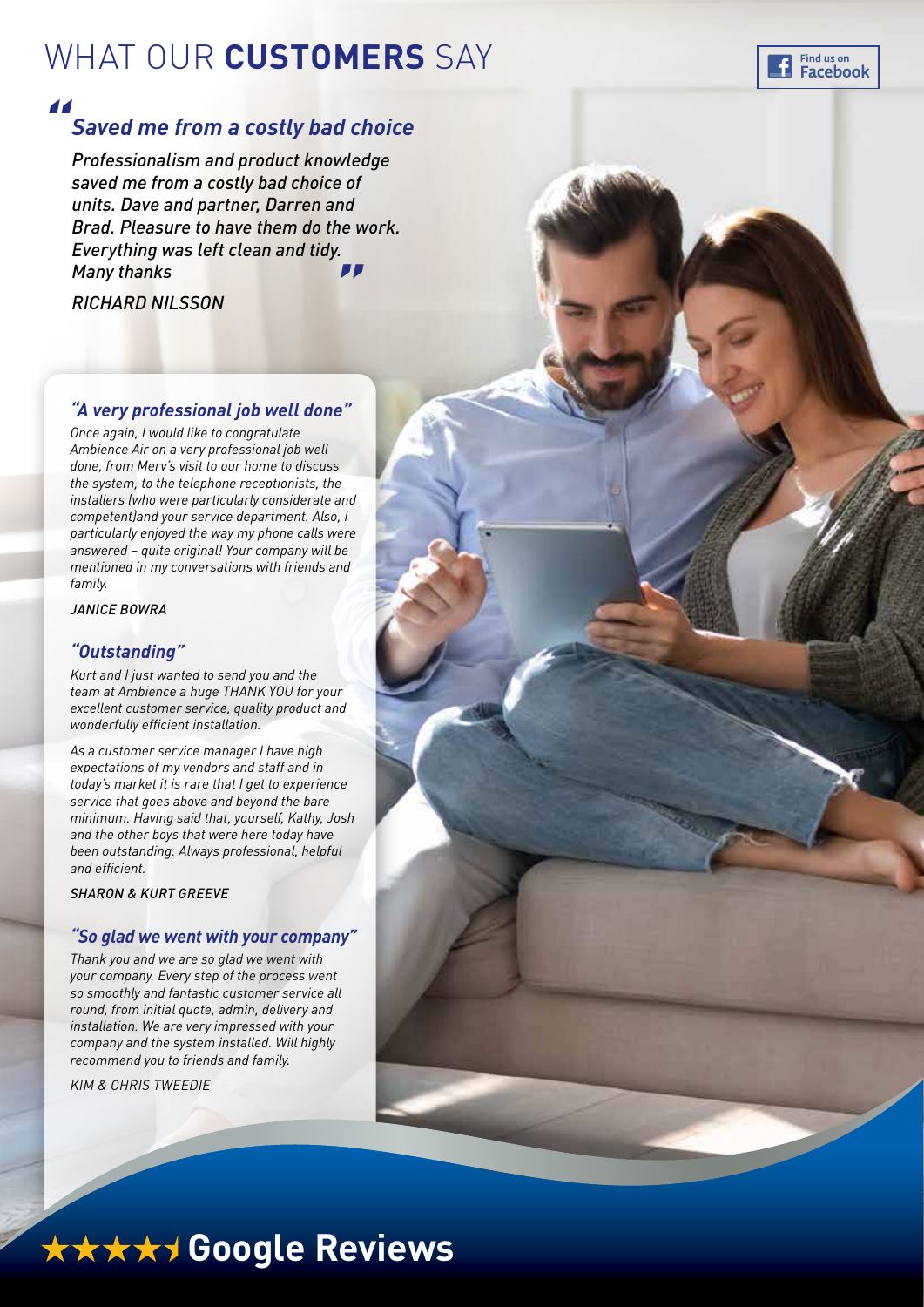# WHAT OUR **CUSTOMERS** SAY

Find us on Facebook

### *"Saved me from a costly bad choice*

*Professionalism and product knowledge saved me from a costly bad choice of units. Dave and partner, Darren and Brad. Pleasure to have them do the work. Everything was left clean and tidy. Many thanks"*

*RICHARD NILSSON*

### *"A very professional job well done"*

*Once again, I would like to congratulate Ambience Air on a very professional job well done, from Merv's visit to our home to discuss the system, to the telephone receptionists, the installers (who were particularly considerate and competent)and your service department. Also, I particularly enjoyed the way my phone calls were answered – quite original! Your company will be mentioned in my conversations with friends and family.*

*JANICE BOWRA*

### *"Outstanding"*

*Kurt and I just wanted to send you and the team at Ambience a huge THANK YOU for your excellent customer service, quality product and wonderfully efficient installation.*

*As a customer service manager I have high expectations of my vendors and staff and in today's market it is rare that I get to experience service that goes above and beyond the bare minimum. Having said that, yourself, Kathy, Josh and the other boys that were here today have been outstanding. Always professional, helpful and efficient.*

*SHARON & KURT GREEVE*

### *"So glad we went with your company"*

*Thank you and we are so glad we went with your company. Every step of the process went so smoothly and fantastic customer service all round, from initial quote, admin, delivery and installation. We are very impressed with your company and the system installed. Will highly recommend you to friends and family.*

*KIM & CHRIS TWEEDIE*

## ★★★★★ Google Reviews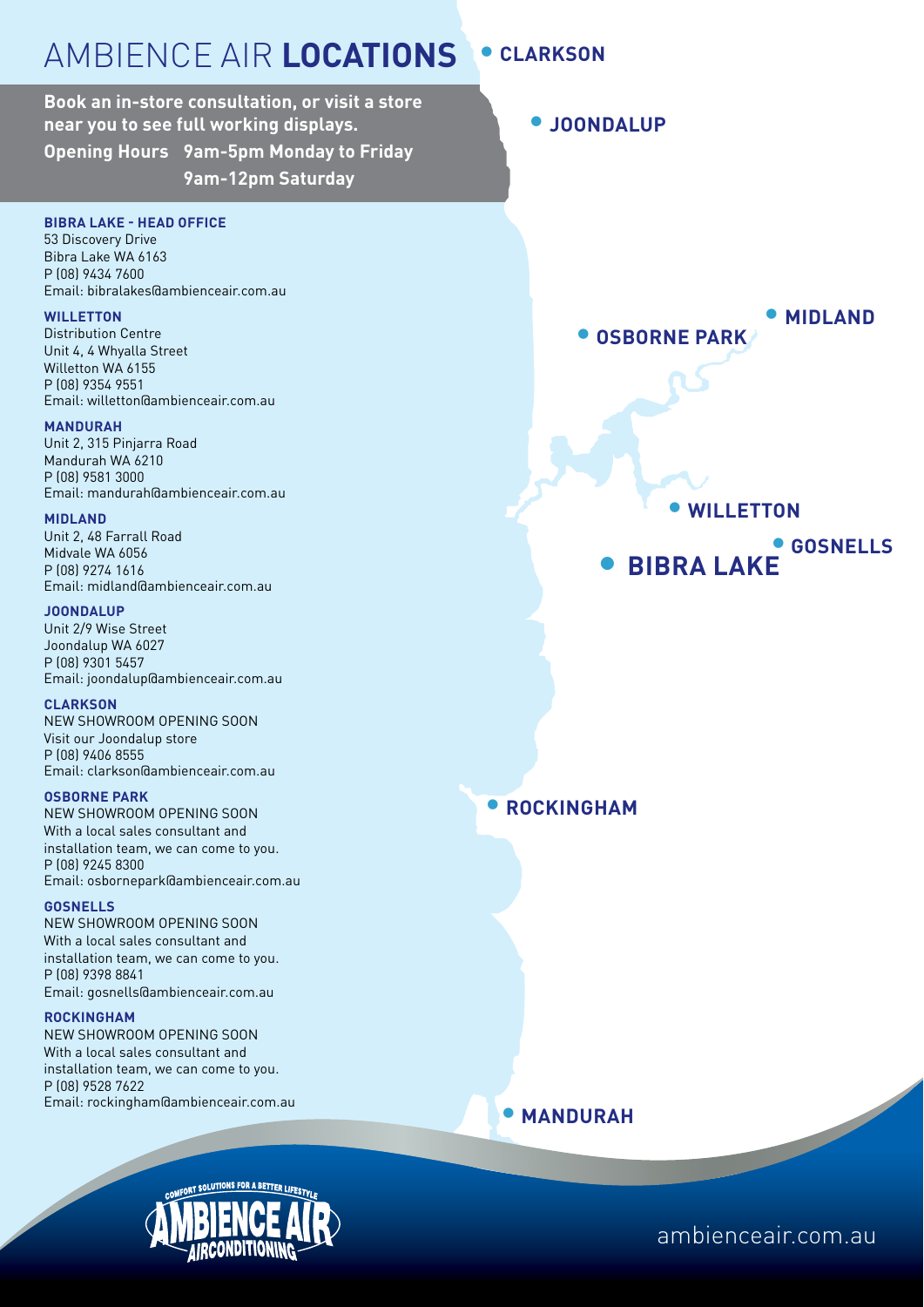# AMBIENCE AIR **LOCATIONS**

**Book an in-store consultation, or visit a store near you to see full working displays.**

**Opening Hours 9am-5pm Monday to Friday**
**9am-12pm Saturday**

**BIBRA LAKE - HEAD OFFICE**
53 Discovery Drive
Bibra Lake WA 6163
P (08) 9434 7600
Email: bibralakes@ambienceair.com.au

**WILLETTON**
Distribution Centre
Unit 4, 4 Whyalla Street
Willetton WA 6155
P (08) 9354 9551
Email: willetton@ambienceair.com.au

**MANDURAH**
Unit 2, 315 Pinjarra Road
Mandurah WA 6210
P (08) 9581 3000
Email: mandurah@ambienceair.com.au

**MIDLAND**
Unit 2, 48 Farrall Road
Midvale WA 6056
P (08) 9274 1616
Email: midland@ambienceair.com.au

**JOONDALUP**
Unit 2/9 Wise Street
Joondalup WA 6027
P (08) 9301 5457
Email: joondalup@ambienceair.com.au

**CLARKSON**
NEW SHOWROOM OPENING SOON
Visit our Joondalup store
P (08) 9406 8555
Email: clarkson@ambienceair.com.au

**OSBORNE PARK**
NEW SHOWROOM OPENING SOON
With a local sales consultant and installation team, we can come to you.
P (08) 9245 8300
Email: osbornepark@ambienceair.com.au

**GOSNELLS**
NEW SHOWROOM OPENING SOON
With a local sales consultant and installation team, we can come to you.
P (08) 9398 8841
Email: gosnells@ambienceair.com.au

**ROCKINGHAM**
NEW SHOWROOM OPENING SOON
With a local sales consultant and installation team, we can come to you.
P (08) 9528 7622
Email: rockingham@ambienceair.com.au

CLARKSON
JOONDALUP
MIDLAND
OSBORNE PARK
WILLETTON
GOSNELLS
BIBRA LAKE
ROCKINGHAM
MANDURAH

COMFORT SOLUTIONS FOR A BETTER LIFESTYLE
AMBIENCE AIR
AIRCONDITIONING

ambienceair.com.au